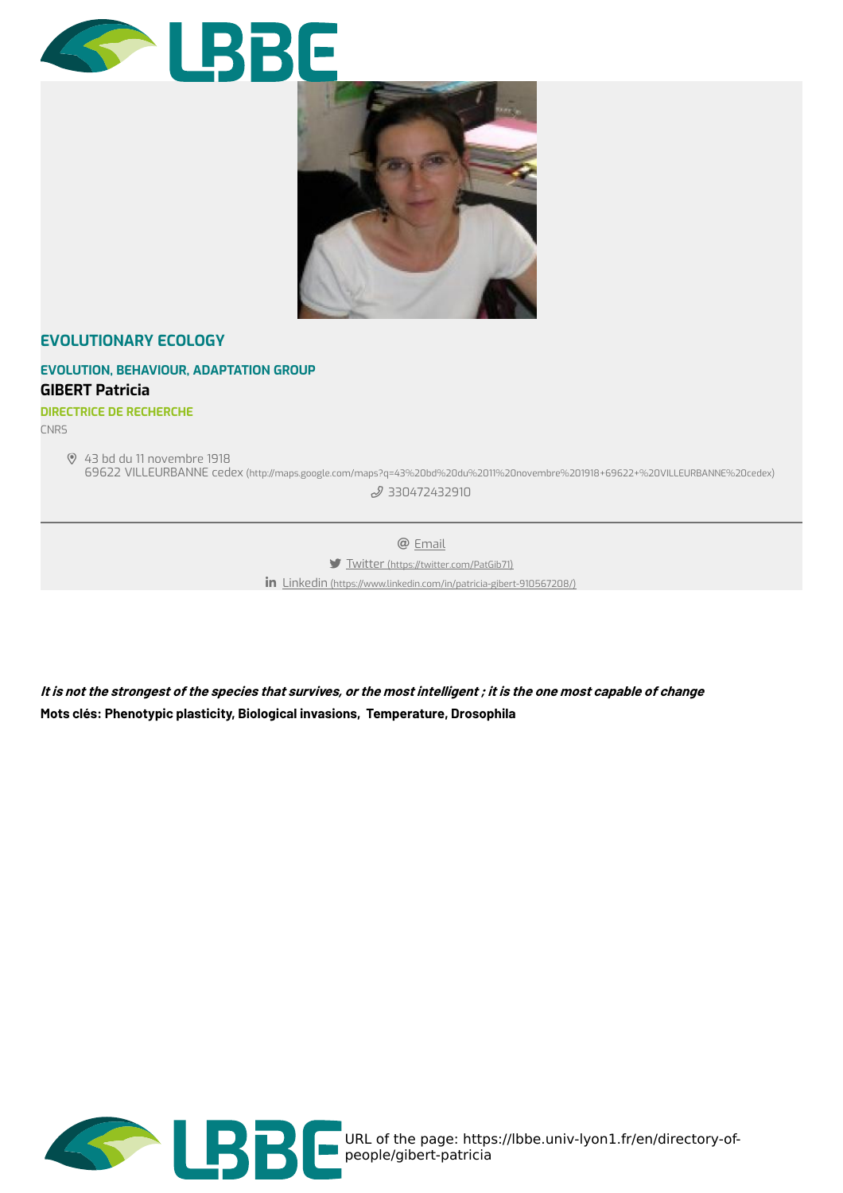## EVOLUTIONARY ECOLOGY

### EVOLUTION, BEHAVIOUR, ADAPTATION GROUP

**GIBERT Patricia**

DIRECTRICE DE RECHERCHE

CNRS

43 bd du 11 novembre 1918
69622 VILLEURBANNE cedex (http://maps.google.com/maps?q=43%20bd%20du%2011%20novembre%201918+69622+%20VILLEURBANNE%20cedex)

330472432910

---

Email

Twitter (https://twitter.com/PatGib71)

Linkedin (https://www.linkedin.com/in/patricia-gibert-910567208/)

***It is not the strongest of the species that survives, or the most intelligent ; it is the one most capable of change***

**Mots clés: Phenotypic plasticity, Biological invasions, Temperature, Drosophila**

URL of the page: https://lbbe.univ-lyon1.fr/en/directory-of-people/gibert-patricia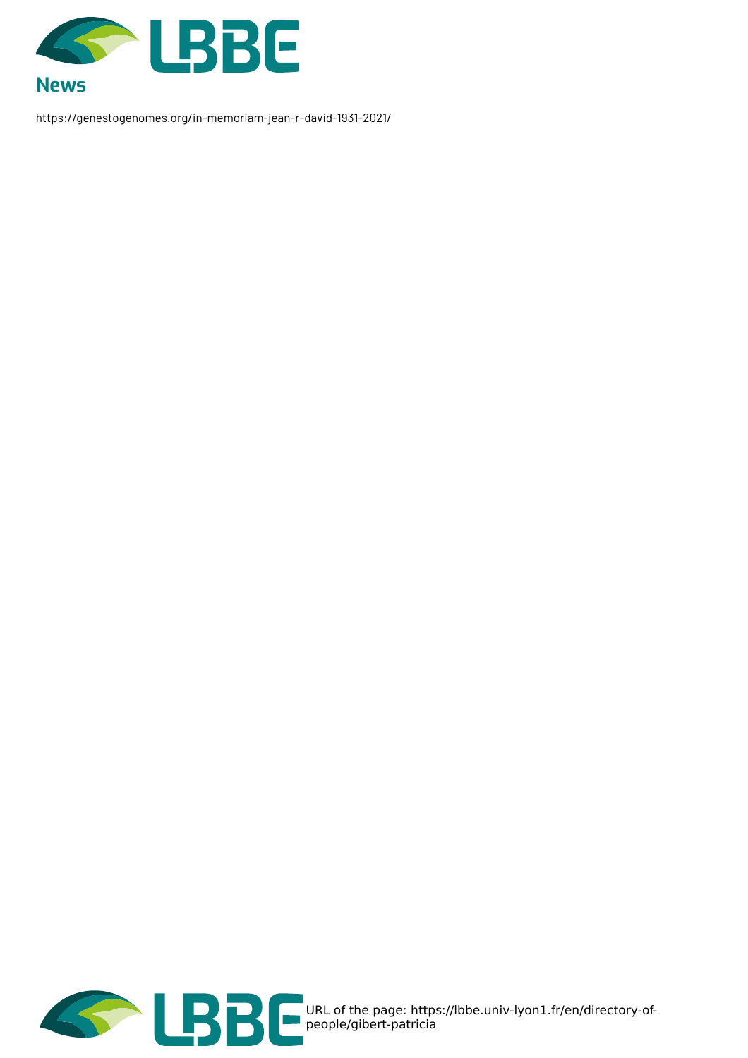## News

https://genestogenomes.org/in-memoriam-jean-r-david-1931-2021/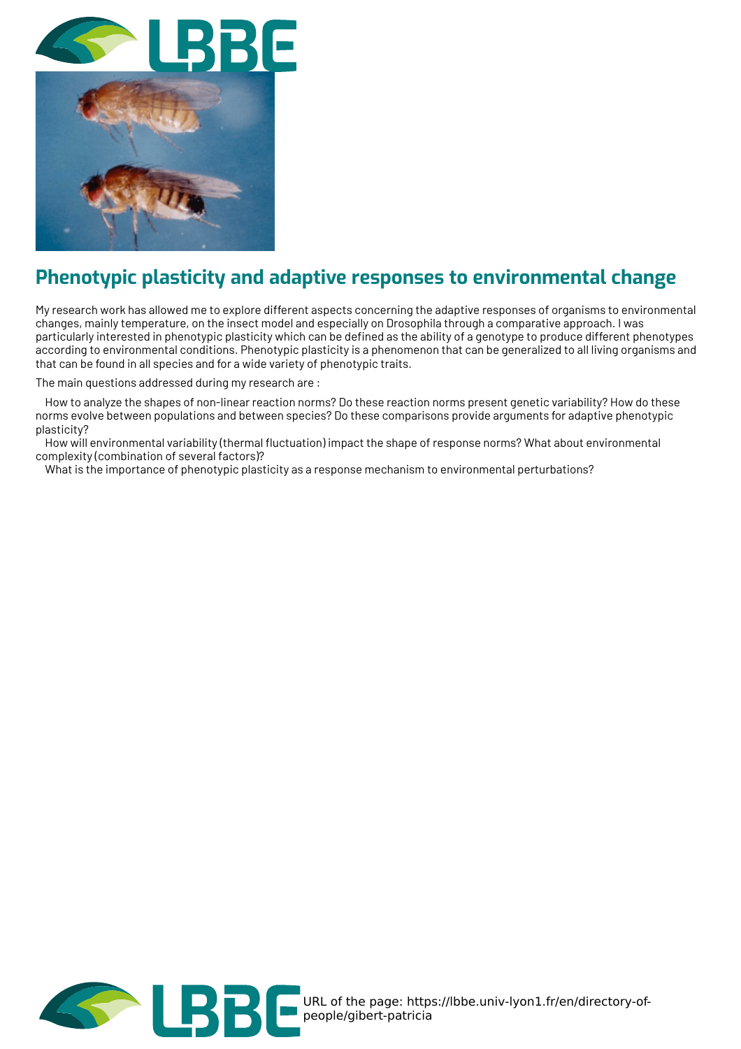## Phenotypic plasticity and adaptive responses to environmental change

My research work has allowed me to explore different aspects concerning the adaptive responses of organisms to environmental changes, mainly temperature, on the insect model and especially on Drosophila through a comparative approach. I was particularly interested in phenotypic plasticity which can be defined as the ability of a genotype to produce different phenotypes according to environmental conditions. Phenotypic plasticity is a phenomenon that can be generalized to all living organisms and that can be found in all species and for a wide variety of phenotypic traits.

The main questions addressed during my research are :

How to analyze the shapes of non-linear reaction norms? Do these reaction norms present genetic variability? How do these norms evolve between populations and between species? Do these comparisons provide arguments for adaptive phenotypic plasticity?

How will environmental variability (thermal fluctuation) impact the shape of response norms? What about environmental complexity (combination of several factors)?

What is the importance of phenotypic plasticity as a response mechanism to environmental perturbations?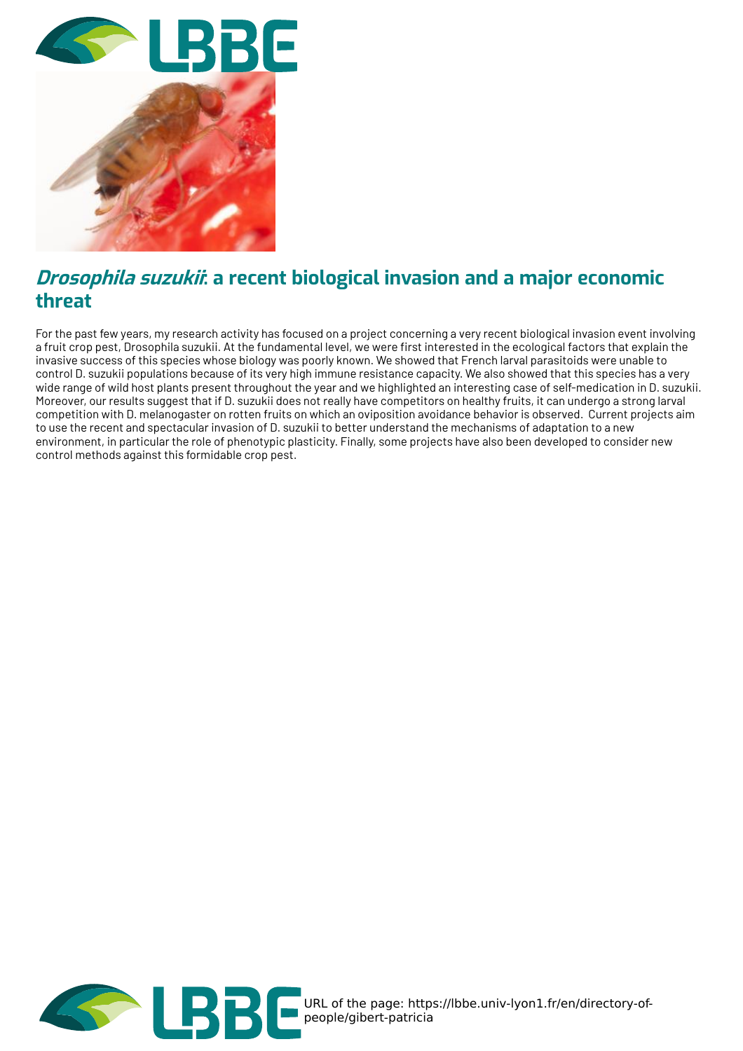## *Drosophila suzukii*: a recent biological invasion and a major economic threat

For the past few years, my research activity has focused on a project concerning a very recent biological invasion event involving a fruit crop pest, Drosophila suzukii. At the fundamental level, we were first interested in the ecological factors that explain the invasive success of this species whose biology was poorly known. We showed that French larval parasitoids were unable to control D. suzukii populations because of its very high immune resistance capacity. We also showed that this species has a very wide range of wild host plants present throughout the year and we highlighted an interesting case of self-medication in D. suzukii. Moreover, our results suggest that if D. suzukii does not really have competitors on healthy fruits, it can undergo a strong larval competition with D. melanogaster on rotten fruits on which an oviposition avoidance behavior is observed. Current projects aim to use the recent and spectacular invasion of D. suzukii to better understand the mechanisms of adaptation to a new environment, in particular the role of phenotypic plasticity. Finally, some projects have also been developed to consider new control methods against this formidable crop pest.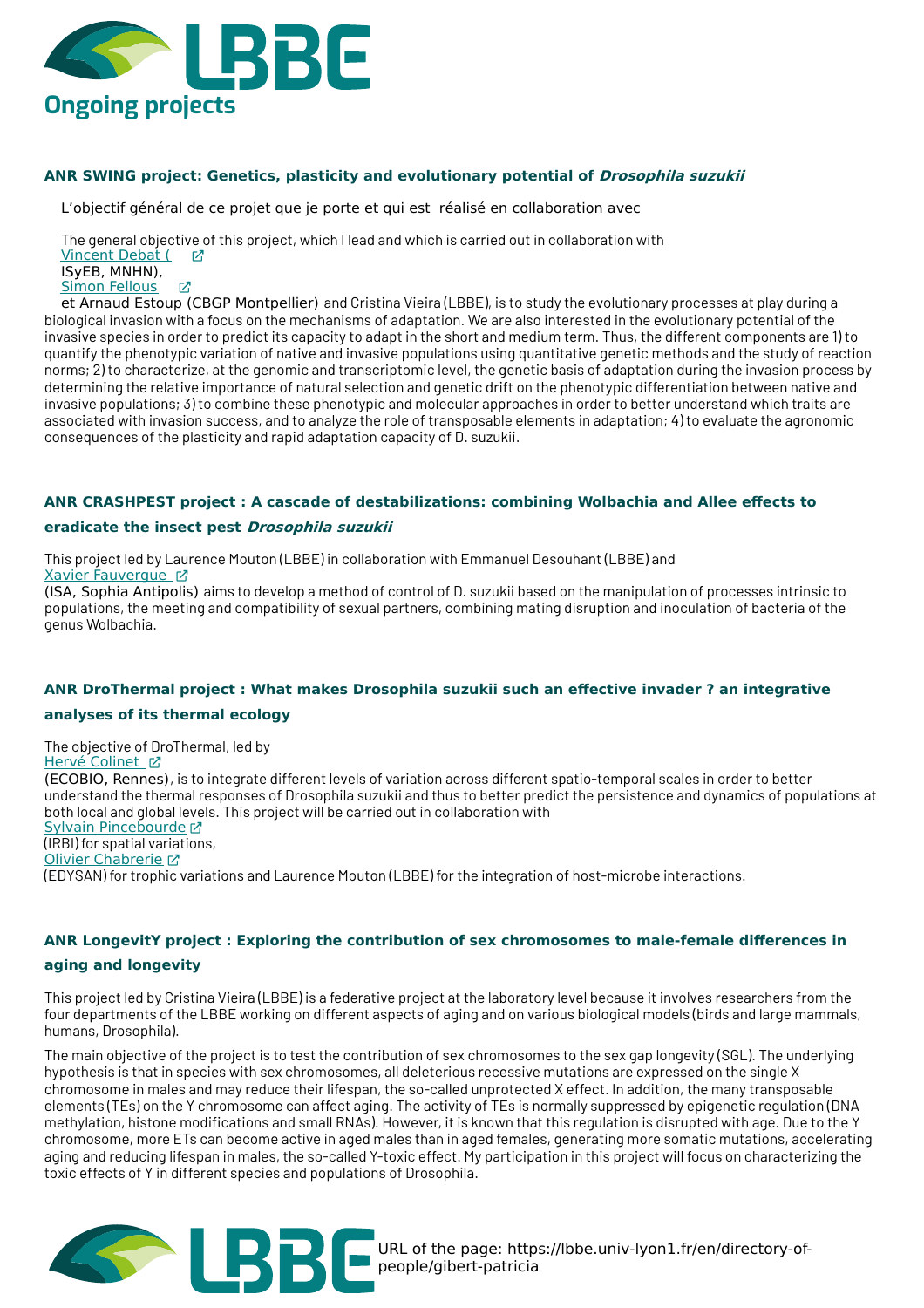## Ongoing projects

### ANR SWING project: Genetics, plasticity and evolutionary potential of *Drosophila suzukii*

L'objectif général de ce projet que je porte et qui est réalisé en collaboration avec

The general objective of this project, which I lead and which is carried out in collaboration with Vincent Debat ( ISyEB, MNHN), Simon Fellous et Arnaud Estoup (CBGP Montpellier) and Cristina Vieira (LBBE), is to study the evolutionary processes at play during a biological invasion with a focus on the mechanisms of adaptation. We are also interested in the evolutionary potential of the invasive species in order to predict its capacity to adapt in the short and medium term. Thus, the different components are 1) to quantify the phenotypic variation of native and invasive populations using quantitative genetic methods and the study of reaction norms; 2) to characterize, at the genomic and transcriptomic level, the genetic basis of adaptation during the invasion process by determining the relative importance of natural selection and genetic drift on the phenotypic differentiation between native and invasive populations; 3) to combine these phenotypic and molecular approaches in order to better understand which traits are associated with invasion success, and to analyze the role of transposable elements in adaptation; 4) to evaluate the agronomic consequences of the plasticity and rapid adaptation capacity of D. suzukii.

### ANR CRASHPEST project : A cascade of destabilizations: combining Wolbachia and Allee effects to eradicate the insect pest *Drosophila suzukii*

This project led by Laurence Mouton (LBBE) in collaboration with Emmanuel Desouhant (LBBE) and Xavier Fauvergue (ISA, Sophia Antipolis) aims to develop a method of control of D. suzukii based on the manipulation of processes intrinsic to populations, the meeting and compatibility of sexual partners, combining mating disruption and inoculation of bacteria of the genus Wolbachia.

### ANR DroThermal project : What makes Drosophila suzukii such an effective invader ? an integrative analyses of its thermal ecology

The objective of DroThermal, led by Hervé Colinet (ECOBIO, Rennes), is to integrate different levels of variation across different spatio-temporal scales in order to better understand the thermal responses of Drosophila suzukii and thus to better predict the persistence and dynamics of populations at both local and global levels. This project will be carried out in collaboration with Sylvain Pincebourde (IRBI) for spatial variations, Olivier Chabrerie (EDYSAN) for trophic variations and Laurence Mouton (LBBE) for the integration of host-microbe interactions.

### ANR LongevitY project : Exploring the contribution of sex chromosomes to male-female differences in aging and longevity

This project led by Cristina Vieira (LBBE) is a federative project at the laboratory level because it involves researchers from the four departments of the LBBE working on different aspects of aging and on various biological models (birds and large mammals, humans, Drosophila).

The main objective of the project is to test the contribution of sex chromosomes to the sex gap longevity (SGL). The underlying hypothesis is that in species with sex chromosomes, all deleterious recessive mutations are expressed on the single X chromosome in males and may reduce their lifespan, the so-called unprotected X effect. In addition, the many transposable elements (TEs) on the Y chromosome can affect aging. The activity of TEs is normally suppressed by epigenetic regulation (DNA methylation, histone modifications and small RNAs). However, it is known that this regulation is disrupted with age. Due to the Y chromosome, more ETs can become active in aged males than in aged females, generating more somatic mutations, accelerating aging and reducing lifespan in males, the so-called Y-toxic effect. My participation in this project will focus on characterizing the toxic effects of Y in different species and populations of Drosophila.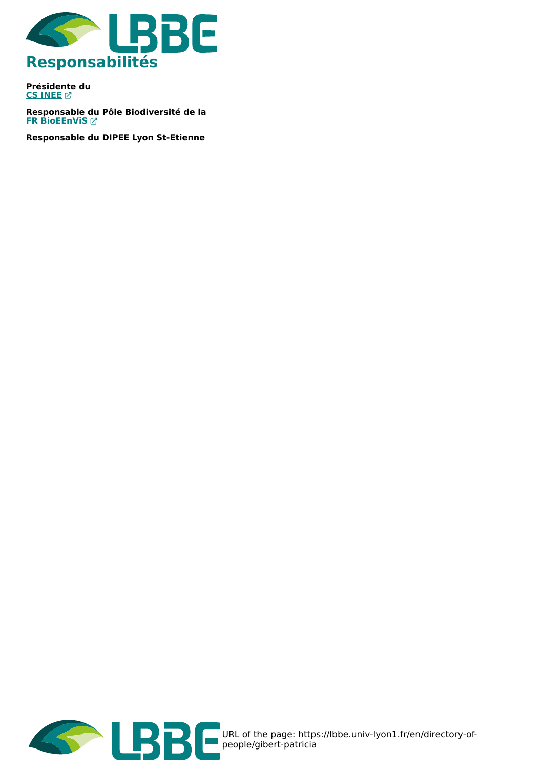## Responsabilités

**Présidente du**
**CS INEE**

**Responsable du Pôle Biodiversité de la**
**FR BioEEnViS**

**Responsable du DIPEE Lyon St-Etienne**